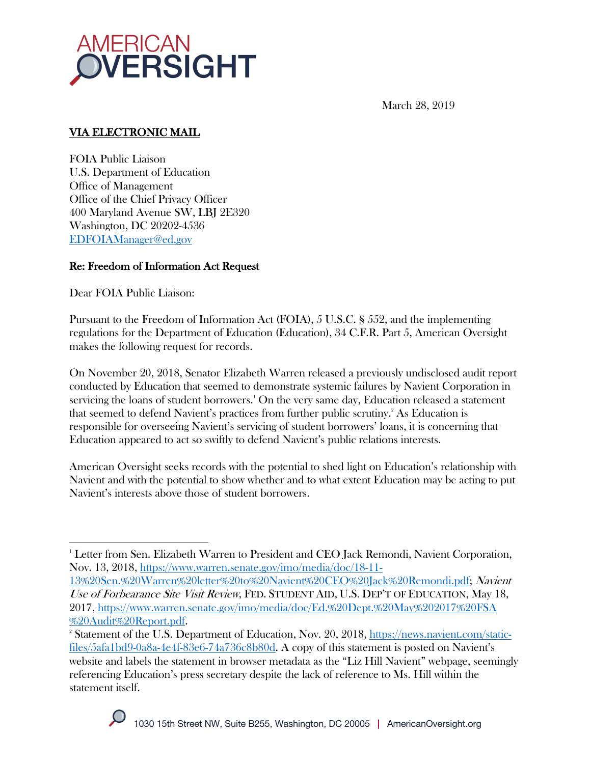AMERICAN OVERSIGHT

March 28, 2019

**VIA ELECTRONIC MAIL**

FOIA Public Liaison
U.S. Department of Education
Office of Management
Office of the Chief Privacy Officer
400 Maryland Avenue SW, LBJ 2E320
Washington, DC 20202-4536
EDFOIAManager@ed.gov

**Re: Freedom of Information Act Request**

Dear FOIA Public Liaison:

Pursuant to the Freedom of Information Act (FOIA), 5 U.S.C. § 552, and the implementing regulations for the Department of Education (Education), 34 C.F.R. Part 5, American Oversight makes the following request for records.

On November 20, 2018, Senator Elizabeth Warren released a previously undisclosed audit report conducted by Education that seemed to demonstrate systemic failures by Navient Corporation in servicing the loans of student borrowers.[1] On the very same day, Education released a statement that seemed to defend Navient's practices from further public scrutiny.[2] As Education is responsible for overseeing Navient's servicing of student borrowers' loans, it is concerning that Education appeared to act so swiftly to defend Navient's public relations interests.

American Oversight seeks records with the potential to shed light on Education's relationship with Navient and with the potential to show whether and to what extent Education may be acting to put Navient's interests above those of student borrowers.

---

[1] Letter from Sen. Elizabeth Warren to President and CEO Jack Remondi, Navient Corporation, Nov. 13, 2018, https://www.warren.senate.gov/imo/media/doc/18-11-13%20Sen.%20Warren%20letter%20to%20Navient%20CEO%20Jack%20Remondi.pdf; *Navient Use of Forbearance Site Visit Review*, FED. STUDENT AID, U.S. DEP'T OF EDUCATION, May 18, 2017, https://www.warren.senate.gov/imo/media/doc/Ed.%20Dept.%20May%202017%20FSA%20Audit%20Report.pdf.

[2] Statement of the U.S. Department of Education, Nov. 20, 2018, https://news.navient.com/static-files/5afa1bd9-0a8a-4e4f-83e6-74a736c8b80d. A copy of this statement is posted on Navient's website and labels the statement in browser metadata as the "Liz Hill Navient" webpage, seemingly referencing Education's press secretary despite the lack of reference to Ms. Hill within the statement itself.

1030 15th Street NW, Suite B255, Washington, DC 20005 | AmericanOversight.org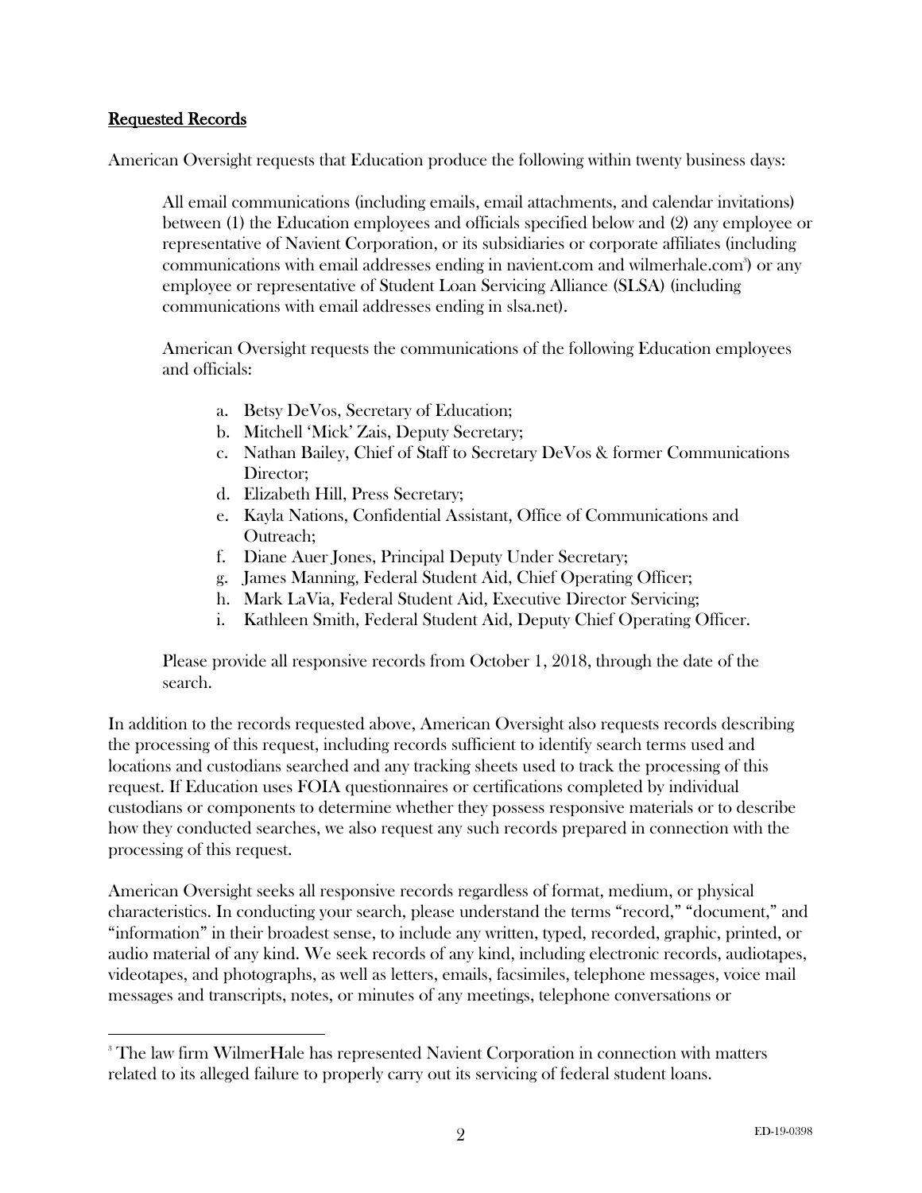## Requested Records

American Oversight requests that Education produce the following within twenty business days:

> All email communications (including emails, email attachments, and calendar invitations) between (1) the Education employees and officials specified below and (2) any employee or representative of Navient Corporation, or its subsidiaries or corporate affiliates (including communications with email addresses ending in navient.com and wilmerhale.com[3]) or any employee or representative of Student Loan Servicing Alliance (SLSA) (including communications with email addresses ending in slsa.net).
>
> American Oversight requests the communications of the following Education employees and officials:
>
> a. Betsy DeVos, Secretary of Education;
> b. Mitchell 'Mick' Zais, Deputy Secretary;
> c. Nathan Bailey, Chief of Staff to Secretary DeVos & former Communications Director;
> d. Elizabeth Hill, Press Secretary;
> e. Kayla Nations, Confidential Assistant, Office of Communications and Outreach;
> f. Diane Auer Jones, Principal Deputy Under Secretary;
> g. James Manning, Federal Student Aid, Chief Operating Officer;
> h. Mark LaVia, Federal Student Aid, Executive Director Servicing;
> i. Kathleen Smith, Federal Student Aid, Deputy Chief Operating Officer.
>
> Please provide all responsive records from October 1, 2018, through the date of the search.

In addition to the records requested above, American Oversight also requests records describing the processing of this request, including records sufficient to identify search terms used and locations and custodians searched and any tracking sheets used to track the processing of this request. If Education uses FOIA questionnaires or certifications completed by individual custodians or components to determine whether they possess responsive materials or to describe how they conducted searches, we also request any such records prepared in connection with the processing of this request.

American Oversight seeks all responsive records regardless of format, medium, or physical characteristics. In conducting your search, please understand the terms "record," "document," and "information" in their broadest sense, to include any written, typed, recorded, graphic, printed, or audio material of any kind. We seek records of any kind, including electronic records, audiotapes, videotapes, and photographs, as well as letters, emails, facsimiles, telephone messages, voice mail messages and transcripts, notes, or minutes of any meetings, telephone conversations or

---

[3] The law firm WilmerHale has represented Navient Corporation in connection with matters related to its alleged failure to properly carry out its servicing of federal student loans.

ED-19-0398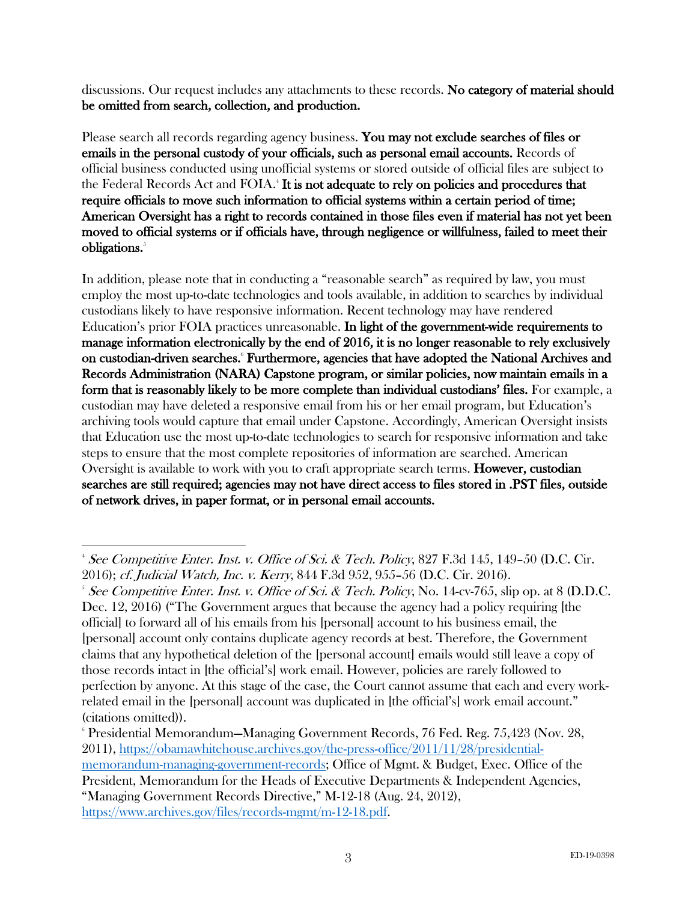discussions. Our request includes any attachments to these records. **No category of material should be omitted from search, collection, and production.**

Please search all records regarding agency business. **You may not exclude searches of files or emails in the personal custody of your officials, such as personal email accounts.** Records of official business conducted using unofficial systems or stored outside of official files are subject to the Federal Records Act and FOIA.[4] **It is not adequate to rely on policies and procedures that require officials to move such information to official systems within a certain period of time; American Oversight has a right to records contained in those files even if material has not yet been moved to official systems or if officials have, through negligence or willfulness, failed to meet their obligations.**[5]

In addition, please note that in conducting a "reasonable search" as required by law, you must employ the most up-to-date technologies and tools available, in addition to searches by individual custodians likely to have responsive information. Recent technology may have rendered Education's prior FOIA practices unreasonable. **In light of the government-wide requirements to manage information electronically by the end of 2016, it is no longer reasonable to rely exclusively on custodian-driven searches.**[6] **Furthermore, agencies that have adopted the National Archives and Records Administration (NARA) Capstone program, or similar policies, now maintain emails in a form that is reasonably likely to be more complete than individual custodians' files.** For example, a custodian may have deleted a responsive email from his or her email program, but Education's archiving tools would capture that email under Capstone. Accordingly, American Oversight insists that Education use the most up-to-date technologies to search for responsive information and take steps to ensure that the most complete repositories of information are searched. American Oversight is available to work with you to craft appropriate search terms. **However, custodian searches are still required; agencies may not have direct access to files stored in .PST files, outside of network drives, in paper format, or in personal email accounts.**

---

[4] *See Competitive Enter. Inst. v. Office of Sci. & Tech. Policy*, 827 F.3d 145, 149–50 (D.C. Cir. 2016); *cf. Judicial Watch, Inc. v. Kerry*, 844 F.3d 952, 955–56 (D.C. Cir. 2016).

[5] *See Competitive Enter. Inst. v. Office of Sci. & Tech. Policy*, No. 14-cv-765, slip op. at 8 (D.D.C. Dec. 12, 2016) ("The Government argues that because the agency had a policy requiring [the official] to forward all of his emails from his [personal] account to his business email, the [personal] account only contains duplicate agency records at best. Therefore, the Government claims that any hypothetical deletion of the [personal account] emails would still leave a copy of those records intact in [the official's] work email. However, policies are rarely followed to perfection by anyone. At this stage of the case, the Court cannot assume that each and every work-related email in the [personal] account was duplicated in [the official's] work email account." (citations omitted)).

[6] Presidential Memorandum—Managing Government Records, 76 Fed. Reg. 75,423 (Nov. 28, 2011), https://obamawhitehouse.archives.gov/the-press-office/2011/11/28/presidential-memorandum-managing-government-records; Office of Mgmt. & Budget, Exec. Office of the President, Memorandum for the Heads of Executive Departments & Independent Agencies, "Managing Government Records Directive," M-12-18 (Aug. 24, 2012), https://www.archives.gov/files/records-mgmt/m-12-18.pdf.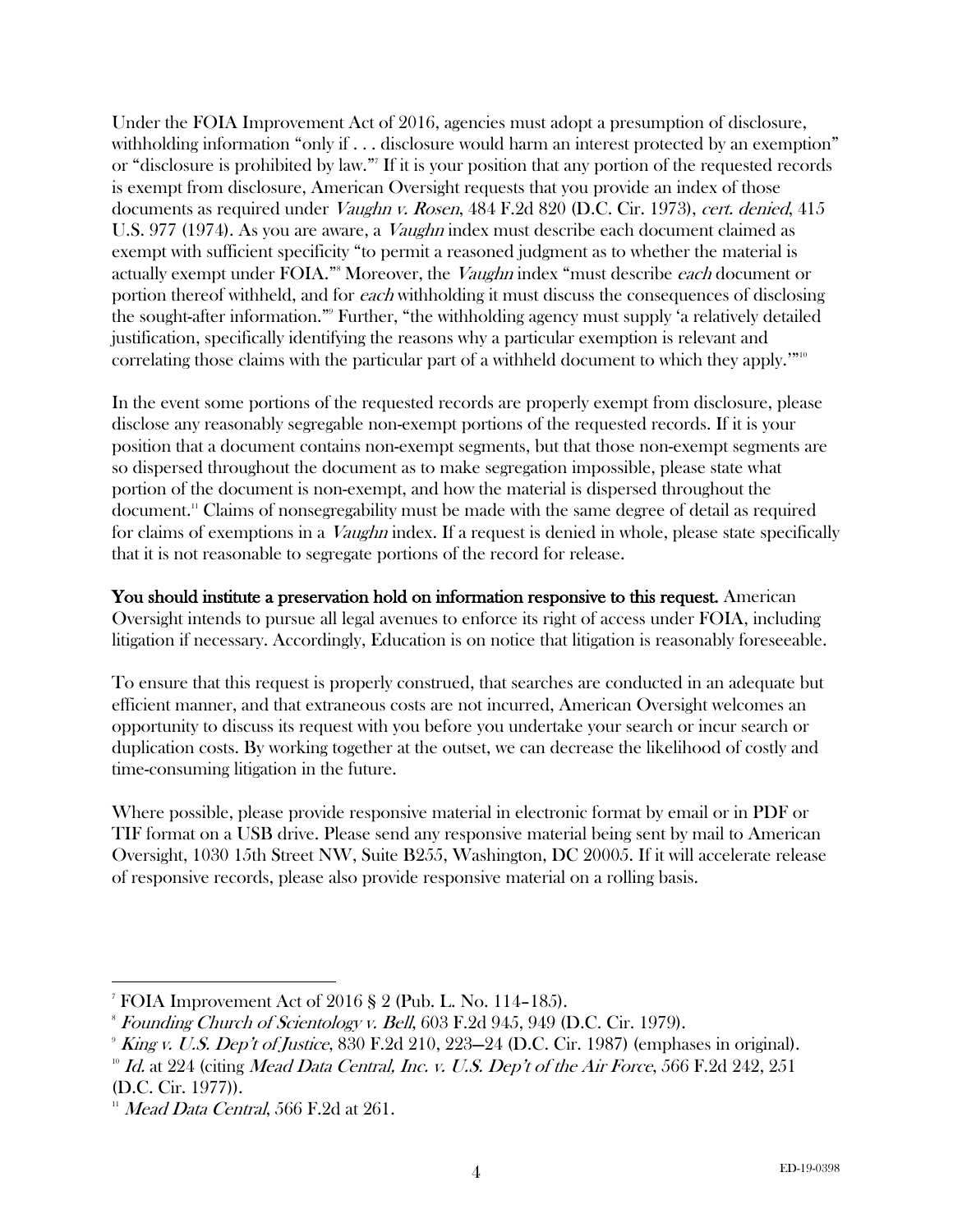Under the FOIA Improvement Act of 2016, agencies must adopt a presumption of disclosure, withholding information "only if . . . disclosure would harm an interest protected by an exemption" or "disclosure is prohibited by law."[7] If it is your position that any portion of the requested records is exempt from disclosure, American Oversight requests that you provide an index of those documents as required under *Vaughn v. Rosen*, 484 F.2d 820 (D.C. Cir. 1973), *cert. denied*, 415 U.S. 977 (1974). As you are aware, a *Vaughn* index must describe each document claimed as exempt with sufficient specificity "to permit a reasoned judgment as to whether the material is actually exempt under FOIA."[8] Moreover, the *Vaughn* index "must describe *each* document or portion thereof withheld, and for *each* withholding it must discuss the consequences of disclosing the sought-after information."[9] Further, "the withholding agency must supply 'a relatively detailed justification, specifically identifying the reasons why a particular exemption is relevant and correlating those claims with the particular part of a withheld document to which they apply.'"[10]

In the event some portions of the requested records are properly exempt from disclosure, please disclose any reasonably segregable non-exempt portions of the requested records. If it is your position that a document contains non-exempt segments, but that those non-exempt segments are so dispersed throughout the document as to make segregation impossible, please state what portion of the document is non-exempt, and how the material is dispersed throughout the document.[11] Claims of nonsegregability must be made with the same degree of detail as required for claims of exemptions in a *Vaughn* index. If a request is denied in whole, please state specifically that it is not reasonable to segregate portions of the record for release.

**You should institute a preservation hold on information responsive to this request.** American Oversight intends to pursue all legal avenues to enforce its right of access under FOIA, including litigation if necessary. Accordingly, Education is on notice that litigation is reasonably foreseeable.

To ensure that this request is properly construed, that searches are conducted in an adequate but efficient manner, and that extraneous costs are not incurred, American Oversight welcomes an opportunity to discuss its request with you before you undertake your search or incur search or duplication costs. By working together at the outset, we can decrease the likelihood of costly and time-consuming litigation in the future.

Where possible, please provide responsive material in electronic format by email or in PDF or TIF format on a USB drive. Please send any responsive material being sent by mail to American Oversight, 1030 15th Street NW, Suite B255, Washington, DC 20005. If it will accelerate release of responsive records, please also provide responsive material on a rolling basis.

---

[7] FOIA Improvement Act of 2016 § 2 (Pub. L. No. 114–185).

[8] *Founding Church of Scientology v. Bell*, 603 F.2d 945, 949 (D.C. Cir. 1979).

[9] *King v. U.S. Dep't of Justice*, 830 F.2d 210, 223–24 (D.C. Cir. 1987) (emphases in original).

[10] *Id.* at 224 (citing *Mead Data Central, Inc. v. U.S. Dep't of the Air Force*, 566 F.2d 242, 251 (D.C. Cir. 1977)).

[11] *Mead Data Central*, 566 F.2d at 261.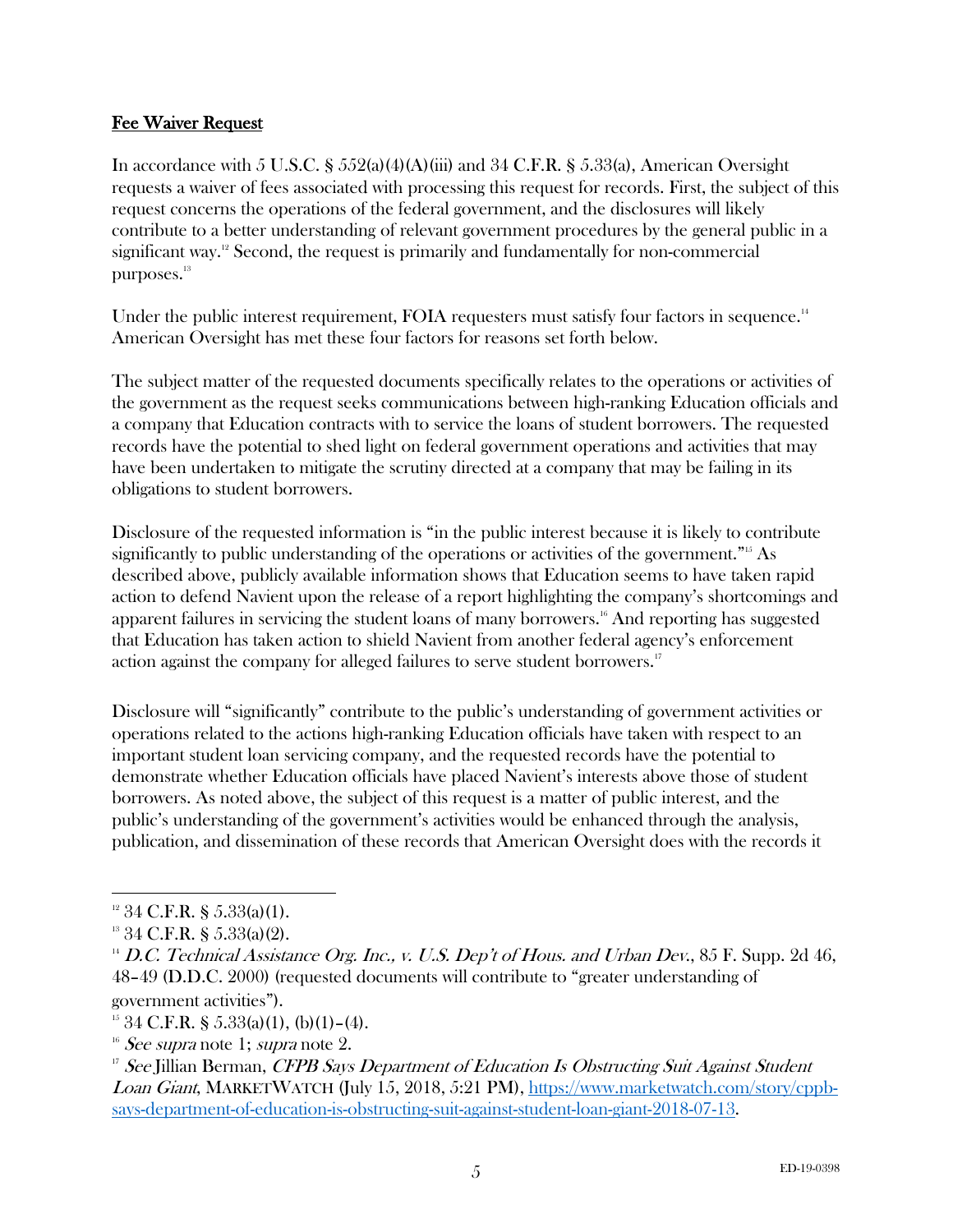**Fee Waiver Request**

In accordance with 5 U.S.C. § 552(a)(4)(A)(iii) and 34 C.F.R. § 5.33(a), American Oversight requests a waiver of fees associated with processing this request for records. First, the subject of this request concerns the operations of the federal government, and the disclosures will likely contribute to a better understanding of relevant government procedures by the general public in a significant way.[12] Second, the request is primarily and fundamentally for non-commercial purposes.[13]

Under the public interest requirement, FOIA requesters must satisfy four factors in sequence.[14] American Oversight has met these four factors for reasons set forth below.

The subject matter of the requested documents specifically relates to the operations or activities of the government as the request seeks communications between high-ranking Education officials and a company that Education contracts with to service the loans of student borrowers. The requested records have the potential to shed light on federal government operations and activities that may have been undertaken to mitigate the scrutiny directed at a company that may be failing in its obligations to student borrowers.

Disclosure of the requested information is "in the public interest because it is likely to contribute significantly to public understanding of the operations or activities of the government."[15] As described above, publicly available information shows that Education seems to have taken rapid action to defend Navient upon the release of a report highlighting the company's shortcomings and apparent failures in servicing the student loans of many borrowers.[16] And reporting has suggested that Education has taken action to shield Navient from another federal agency's enforcement action against the company for alleged failures to serve student borrowers.[17]

Disclosure will "significantly" contribute to the public's understanding of government activities or operations related to the actions high-ranking Education officials have taken with respect to an important student loan servicing company, and the requested records have the potential to demonstrate whether Education officials have placed Navient's interests above those of student borrowers. As noted above, the subject of this request is a matter of public interest, and the public's understanding of the government's activities would be enhanced through the analysis, publication, and dissemination of these records that American Oversight does with the records it

---

[12] 34 C.F.R. § 5.33(a)(1).

[13] 34 C.F.R. § 5.33(a)(2).

[14] *D.C. Technical Assistance Org. Inc., v. U.S. Dep't of Hous. and Urban Dev.*, 85 F. Supp. 2d 46, 48–49 (D.D.C. 2000) (requested documents will contribute to "greater understanding of government activities").

[15] 34 C.F.R. § 5.33(a)(1), (b)(1)–(4).

[16] *See supra* note 1; *supra* note 2.

[17] *See* Jillian Berman, *CFPB Says Department of Education Is Obstructing Suit Against Student Loan Giant*, MARKETWATCH (July 15, 2018, 5:21 PM), https://www.marketwatch.com/story/cppb-says-department-of-education-is-obstructing-suit-against-student-loan-giant-2018-07-13.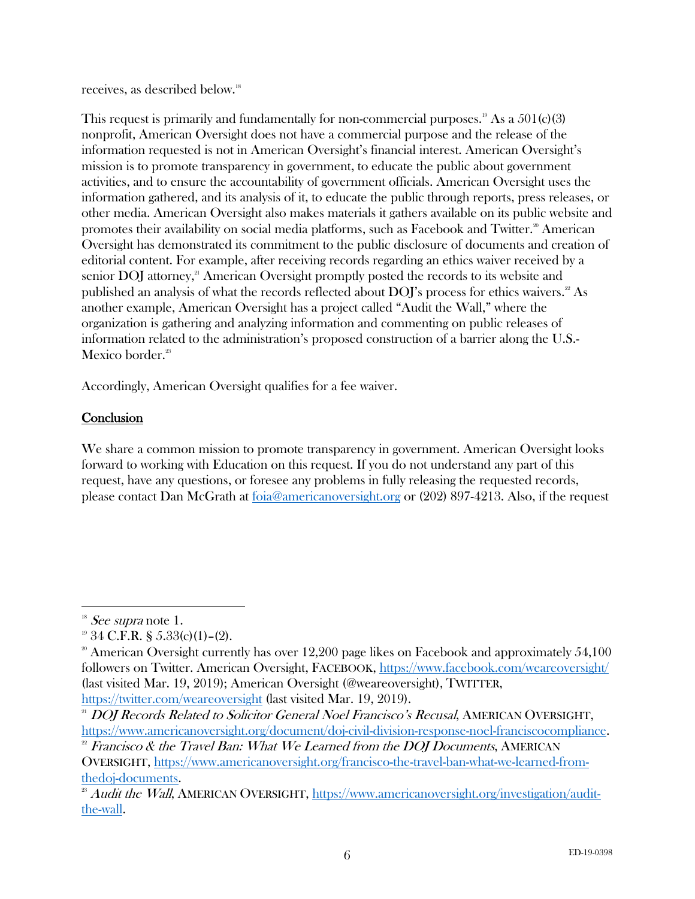receives, as described below.[18]

This request is primarily and fundamentally for non-commercial purposes.[19] As a 501(c)(3) nonprofit, American Oversight does not have a commercial purpose and the release of the information requested is not in American Oversight's financial interest. American Oversight's mission is to promote transparency in government, to educate the public about government activities, and to ensure the accountability of government officials. American Oversight uses the information gathered, and its analysis of it, to educate the public through reports, press releases, or other media. American Oversight also makes materials it gathers available on its public website and promotes their availability on social media platforms, such as Facebook and Twitter.[20] American Oversight has demonstrated its commitment to the public disclosure of documents and creation of editorial content. For example, after receiving records regarding an ethics waiver received by a senior DOJ attorney,[21] American Oversight promptly posted the records to its website and published an analysis of what the records reflected about DOJ's process for ethics waivers.[22] As another example, American Oversight has a project called "Audit the Wall," where the organization is gathering and analyzing information and commenting on public releases of information related to the administration's proposed construction of a barrier along the U.S.-Mexico border.[23]

Accordingly, American Oversight qualifies for a fee waiver.

## Conclusion

We share a common mission to promote transparency in government. American Oversight looks forward to working with Education on this request. If you do not understand any part of this request, have any questions, or foresee any problems in fully releasing the requested records, please contact Dan McGrath at foia@americanoversight.org or (202) 897-4213. Also, if the request

---

[18] *See supra* note 1.

[19] 34 C.F.R. § 5.33(c)(1)–(2).

[20] American Oversight currently has over 12,200 page likes on Facebook and approximately 54,100 followers on Twitter. American Oversight, FACEBOOK, https://www.facebook.com/weareoversight/ (last visited Mar. 19, 2019); American Oversight (@weareoversight), TWITTER, https://twitter.com/weareoversight (last visited Mar. 19, 2019).

[21] *DOJ Records Related to Solicitor General Noel Francisco's Recusal*, AMERICAN OVERSIGHT, https://www.americanoversight.org/document/doj-civil-division-response-noel-franciscocompliance.

[22] *Francisco & the Travel Ban: What We Learned from the DOJ Documents*, AMERICAN OVERSIGHT, https://www.americanoversight.org/francisco-the-travel-ban-what-we-learned-from-thedoj-documents.

[23] *Audit the Wall*, AMERICAN OVERSIGHT, https://www.americanoversight.org/investigation/audit-the-wall.

ED-19-0398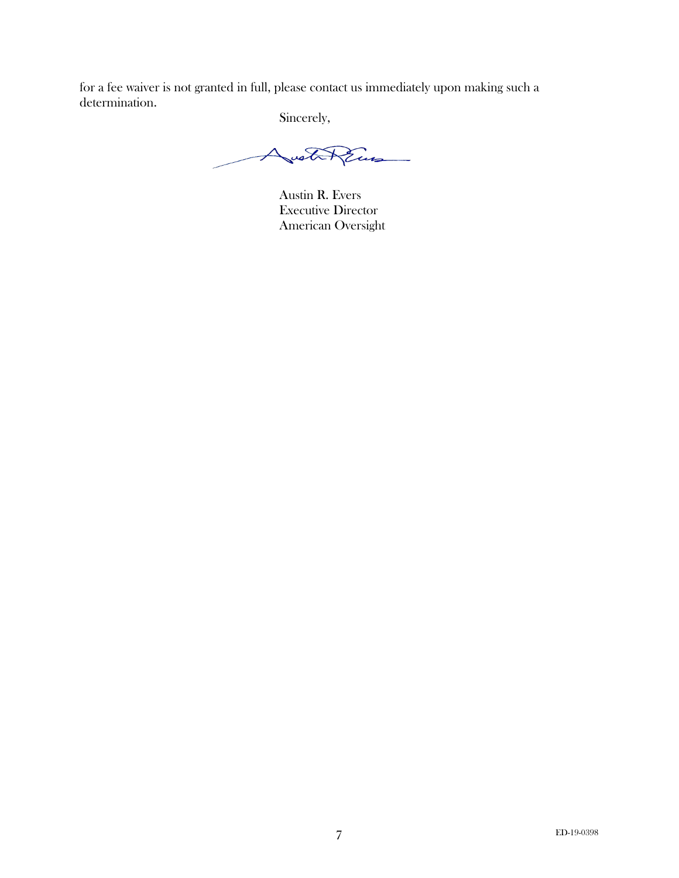for a fee waiver is not granted in full, please contact us immediately upon making such a determination.

Sincerely,

Austin R. Evers
Executive Director
American Oversight

ED-19-0398